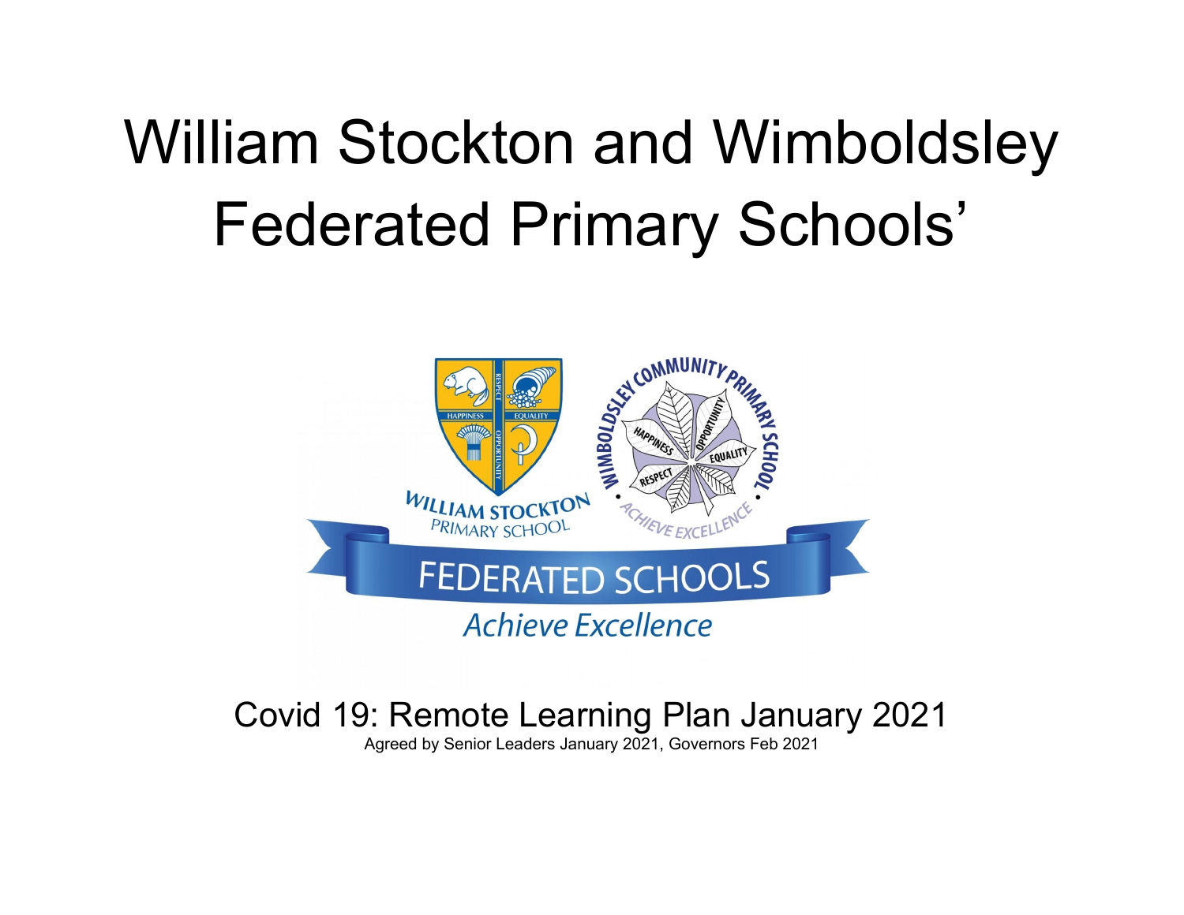# William Stockton and Wimboldsley Federated Primary Schools'

Covid 19: Remote Learning Plan January 2021

Agreed by Senior Leaders January 2021, Governors Feb 2021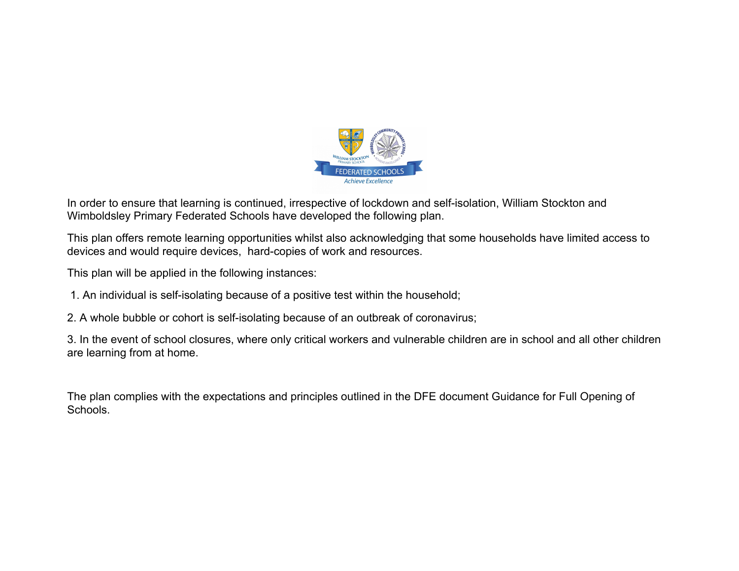In order to ensure that learning is continued, irrespective of lockdown and self-isolation, William Stockton and Wimboldsley Primary Federated Schools have developed the following plan.

This plan offers remote learning opportunities whilst also acknowledging that some households have limited access to devices and would require devices, hard-copies of work and resources.

This plan will be applied in the following instances:

1. An individual is self-isolating because of a positive test within the household;

2. A whole bubble or cohort is self-isolating because of an outbreak of coronavirus;

3. In the event of school closures, where only critical workers and vulnerable children are in school and all other children are learning from at home.

The plan complies with the expectations and principles outlined in the DFE document Guidance for Full Opening of Schools.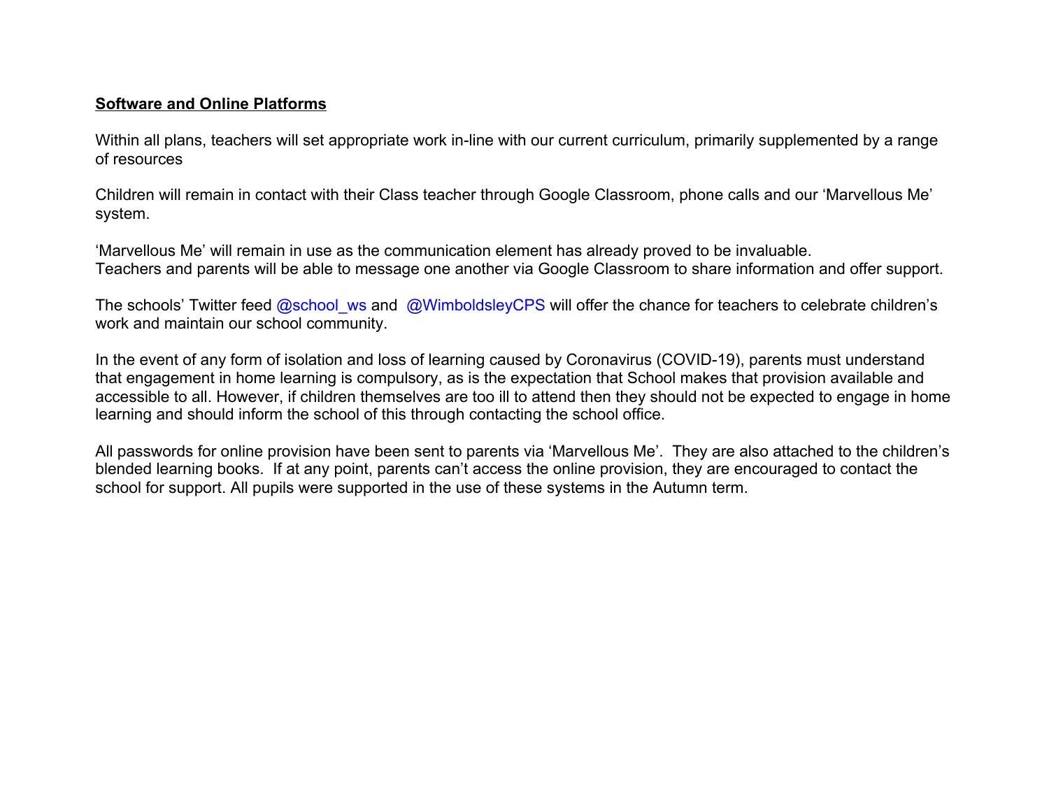**Software and Online Platforms**

Within all plans, teachers will set appropriate work in-line with our current curriculum, primarily supplemented by a range of resources

Children will remain in contact with their Class teacher through Google Classroom, phone calls and our 'Marvellous Me' system.

'Marvellous Me' will remain in use as the communication element has already proved to be invaluable.
Teachers and parents will be able to message one another via Google Classroom to share information and offer support.

The schools' Twitter feed @school_ws and @WimboldsleyCPS will offer the chance for teachers to celebrate children's work and maintain our school community.

In the event of any form of isolation and loss of learning caused by Coronavirus (COVID-19), parents must understand that engagement in home learning is compulsory, as is the expectation that School makes that provision available and accessible to all. However, if children themselves are too ill to attend then they should not be expected to engage in home learning and should inform the school of this through contacting the school office.

All passwords for online provision have been sent to parents via 'Marvellous Me'. They are also attached to the children's blended learning books. If at any point, parents can't access the online provision, they are encouraged to contact the school for support. All pupils were supported in the use of these systems in the Autumn term.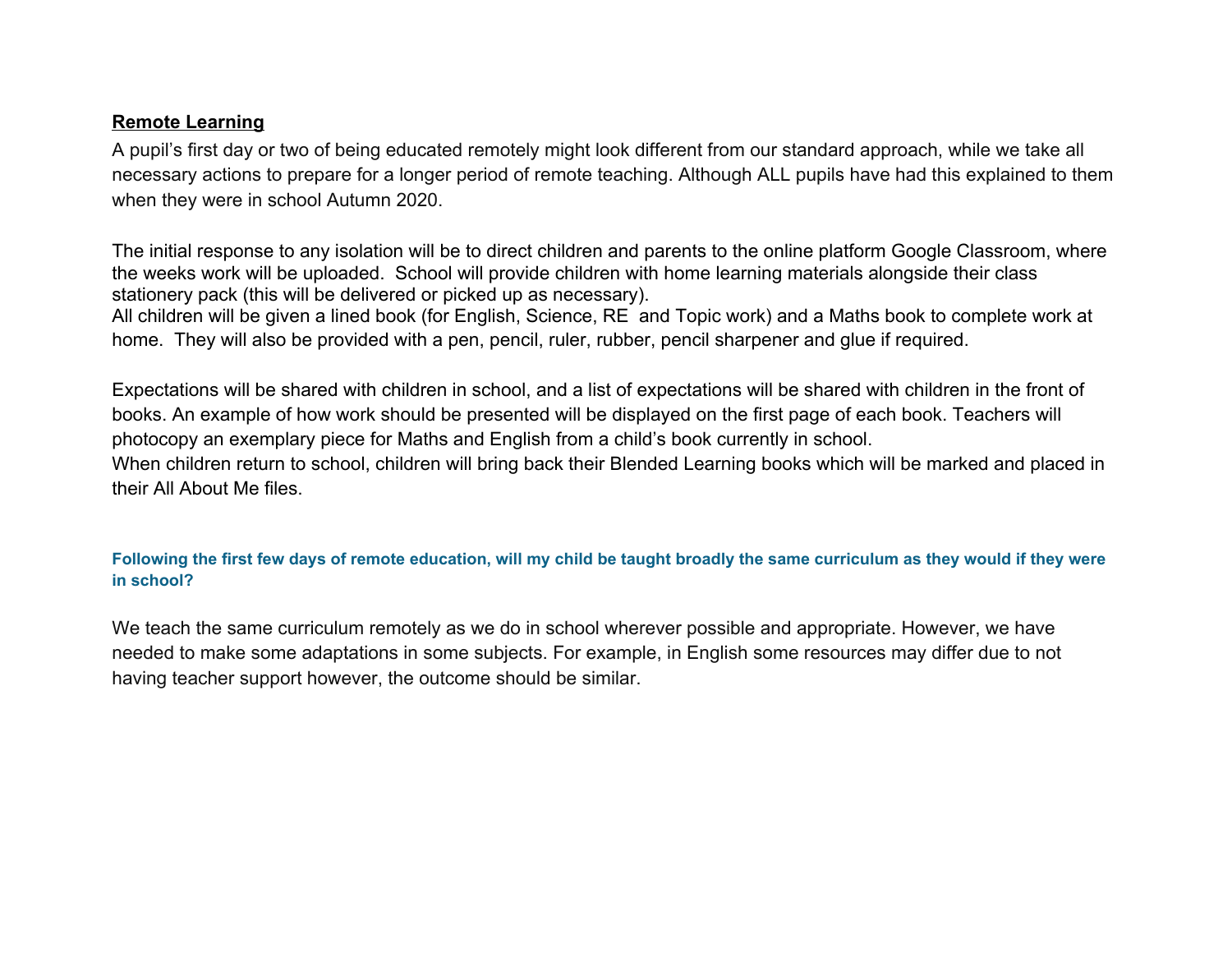## **Remote Learning**

A pupil's first day or two of being educated remotely might look different from our standard approach, while we take all necessary actions to prepare for a longer period of remote teaching. Although ALL pupils have had this explained to them when they were in school Autumn 2020.

The initial response to any isolation will be to direct children and parents to the online platform Google Classroom, where the weeks work will be uploaded. School will provide children with home learning materials alongside their class stationery pack (this will be delivered or picked up as necessary).
All children will be given a lined book (for English, Science, RE and Topic work) and a Maths book to complete work at home. They will also be provided with a pen, pencil, ruler, rubber, pencil sharpener and glue if required.

Expectations will be shared with children in school, and a list of expectations will be shared with children in the front of books. An example of how work should be presented will be displayed on the first page of each book. Teachers will photocopy an exemplary piece for Maths and English from a child's book currently in school.
When children return to school, children will bring back their Blended Learning books which will be marked and placed in their All About Me files.

### **Following the first few days of remote education, will my child be taught broadly the same curriculum as they would if they were in school?**

We teach the same curriculum remotely as we do in school wherever possible and appropriate. However, we have needed to make some adaptations in some subjects. For example, in English some resources may differ due to not having teacher support however, the outcome should be similar.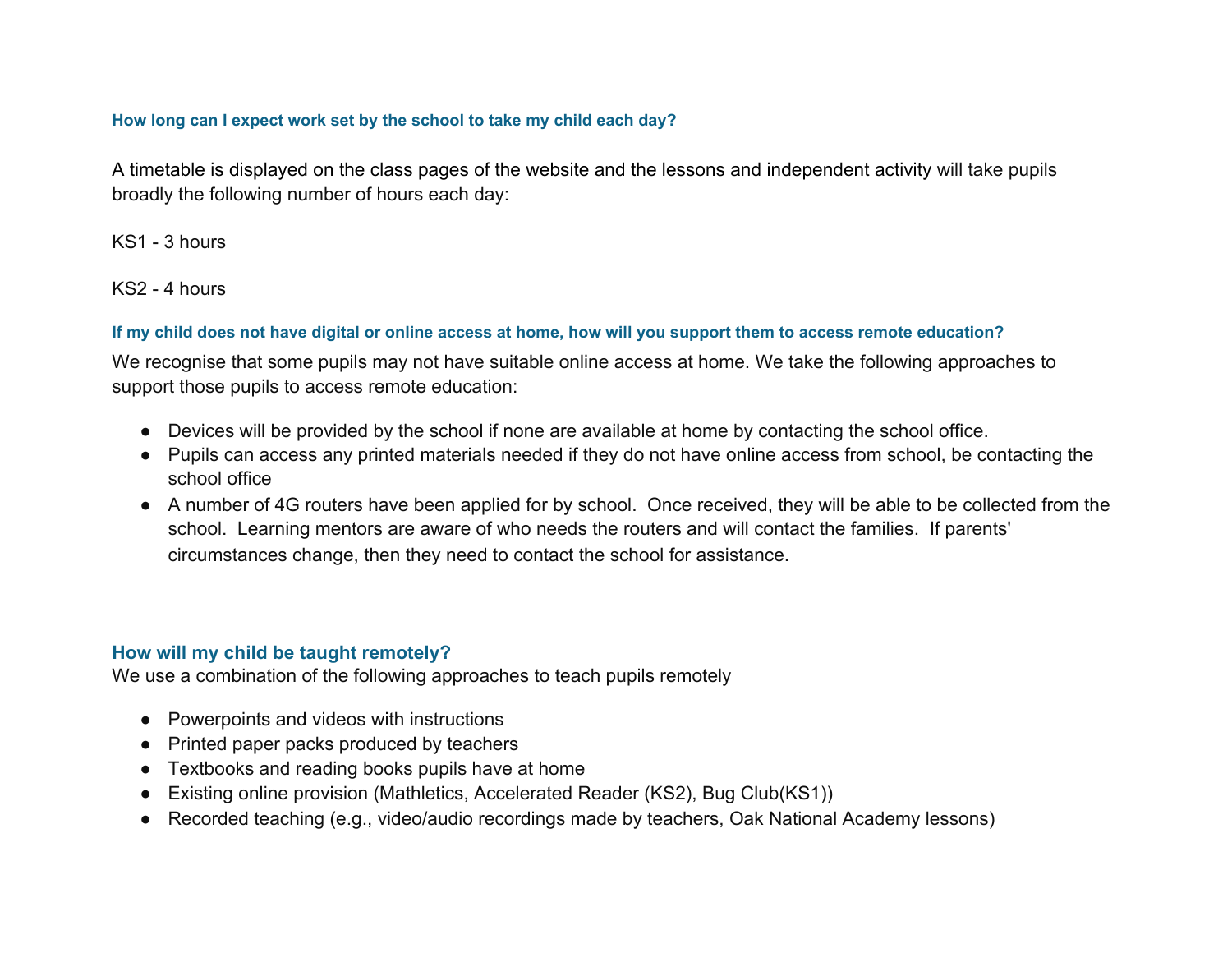#### How long can I expect work set by the school to take my child each day?

A timetable is displayed on the class pages of the website and the lessons and independent activity will take pupils broadly the following number of hours each day:

KS1 - 3 hours

KS2 - 4 hours

#### If my child does not have digital or online access at home, how will you support them to access remote education?

We recognise that some pupils may not have suitable online access at home. We take the following approaches to support those pupils to access remote education:

- Devices will be provided by the school if none are available at home by contacting the school office.
- Pupils can access any printed materials needed if they do not have online access from school, be contacting the school office
- A number of 4G routers have been applied for by school. Once received, they will be able to be collected from the school. Learning mentors are aware of who needs the routers and will contact the families. If parents' circumstances change, then they need to contact the school for assistance.

### How will my child be taught remotely?

We use a combination of the following approaches to teach pupils remotely

- Powerpoints and videos with instructions
- Printed paper packs produced by teachers
- Textbooks and reading books pupils have at home
- Existing online provision (Mathletics, Accelerated Reader (KS2), Bug Club(KS1))
- Recorded teaching (e.g., video/audio recordings made by teachers, Oak National Academy lessons)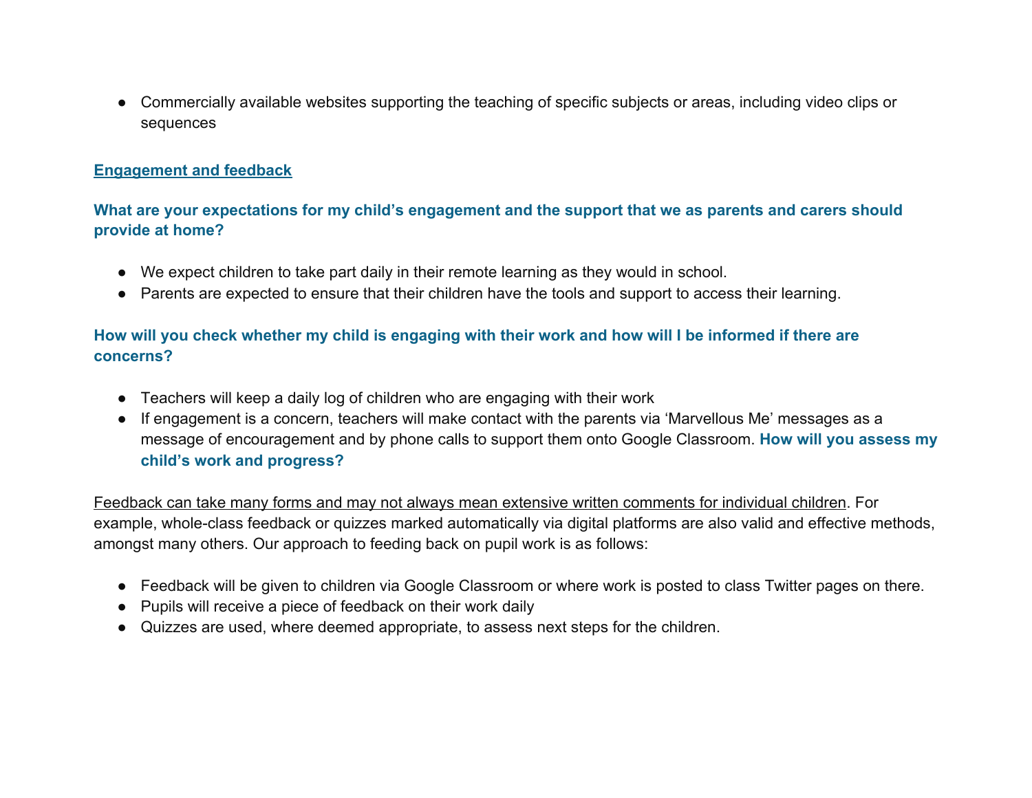- Commercially available websites supporting the teaching of specific subjects or areas, including video clips or sequences

## Engagement and feedback

### What are your expectations for my child's engagement and the support that we as parents and carers should provide at home?

- We expect children to take part daily in their remote learning as they would in school.
- Parents are expected to ensure that their children have the tools and support to access their learning.

### How will you check whether my child is engaging with their work and how will I be informed if there are concerns?

- Teachers will keep a daily log of children who are engaging with their work
- If engagement is a concern, teachers will make contact with the parents via 'Marvellous Me' messages as a message of encouragement and by phone calls to support them onto Google Classroom. **How will you assess my child's work and progress?**

Feedback can take many forms and may not always mean extensive written comments for individual children. For example, whole-class feedback or quizzes marked automatically via digital platforms are also valid and effective methods, amongst many others. Our approach to feeding back on pupil work is as follows:

- Feedback will be given to children via Google Classroom or where work is posted to class Twitter pages on there.
- Pupils will receive a piece of feedback on their work daily
- Quizzes are used, where deemed appropriate, to assess next steps for the children.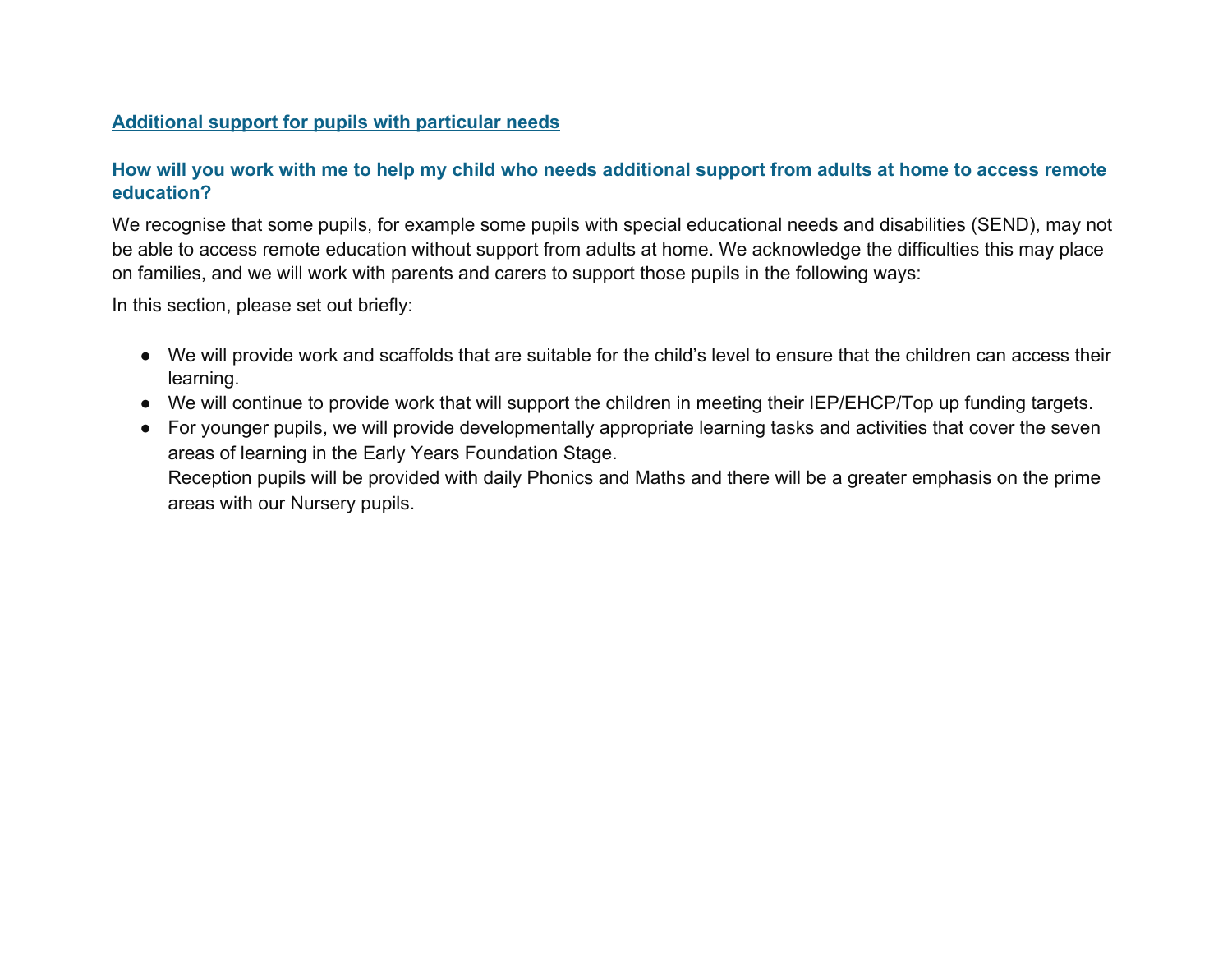## Additional support for pupils with particular needs

### How will you work with me to help my child who needs additional support from adults at home to access remote education?

We recognise that some pupils, for example some pupils with special educational needs and disabilities (SEND), may not be able to access remote education without support from adults at home. We acknowledge the difficulties this may place on families, and we will work with parents and carers to support those pupils in the following ways:

In this section, please set out briefly:

- We will provide work and scaffolds that are suitable for the child's level to ensure that the children can access their learning.
- We will continue to provide work that will support the children in meeting their IEP/EHCP/Top up funding targets.
- For younger pupils, we will provide developmentally appropriate learning tasks and activities that cover the seven areas of learning in the Early Years Foundation Stage.
  Reception pupils will be provided with daily Phonics and Maths and there will be a greater emphasis on the prime areas with our Nursery pupils.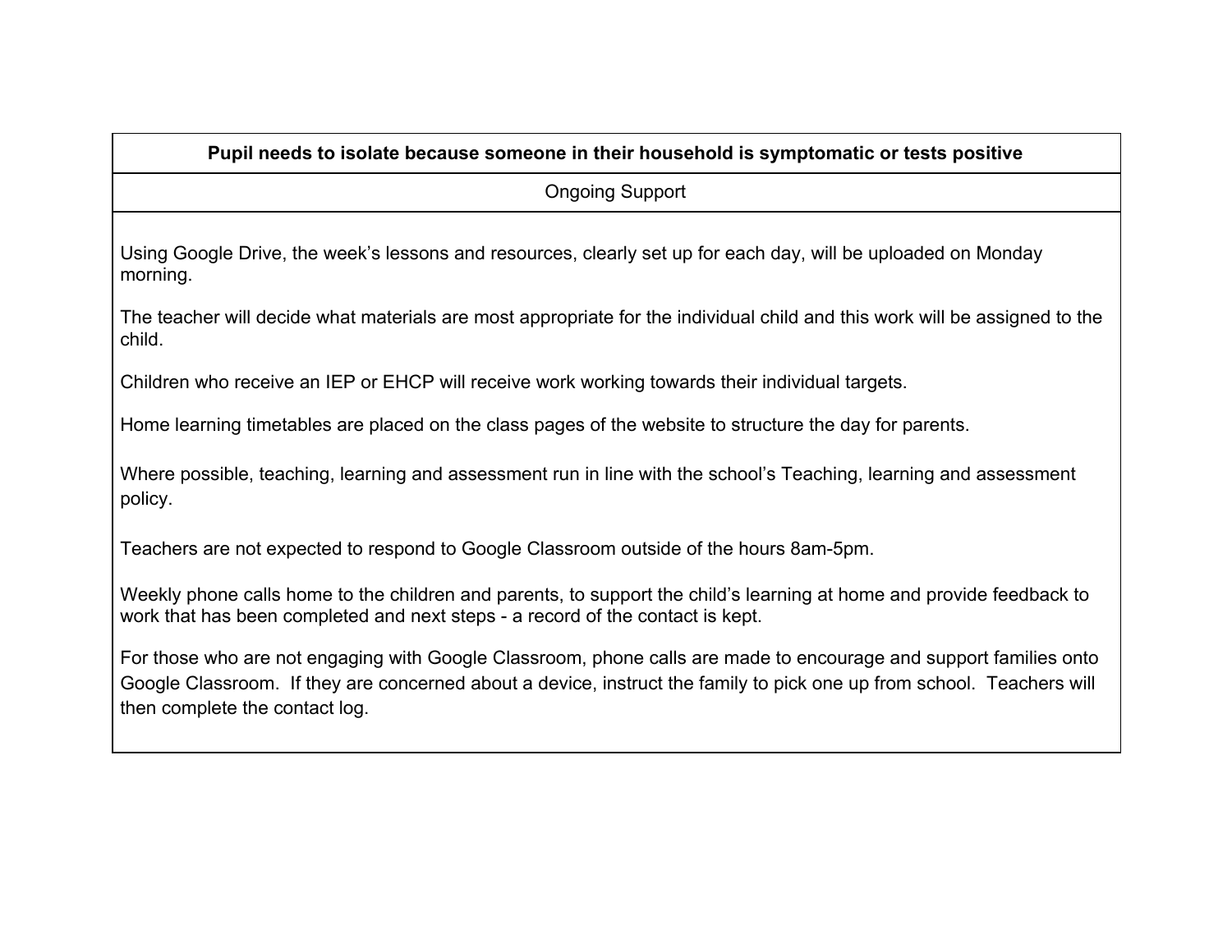| **Pupil needs to isolate because someone in their household is symptomatic or tests positive** |
| --- |
| Ongoing Support |
| Using Google Drive, the week's lessons and resources, clearly set up for each day, will be uploaded on Monday morning.<br><br>The teacher will decide what materials are most appropriate for the individual child and this work will be assigned to the child.<br><br>Children who receive an IEP or EHCP will receive work working towards their individual targets.<br><br>Home learning timetables are placed on the class pages of the website to structure the day for parents.<br><br>Where possible, teaching, learning and assessment run in line with the school's Teaching, learning and assessment policy.<br><br>Teachers are not expected to respond to Google Classroom outside of the hours 8am-5pm.<br><br>Weekly phone calls home to the children and parents, to support the child's learning at home and provide feedback to work that has been completed and next steps - a record of the contact is kept.<br><br>For those who are not engaging with Google Classroom, phone calls are made to encourage and support families onto Google Classroom. If they are concerned about a device, instruct the family to pick one up from school. Teachers will then complete the contact log. |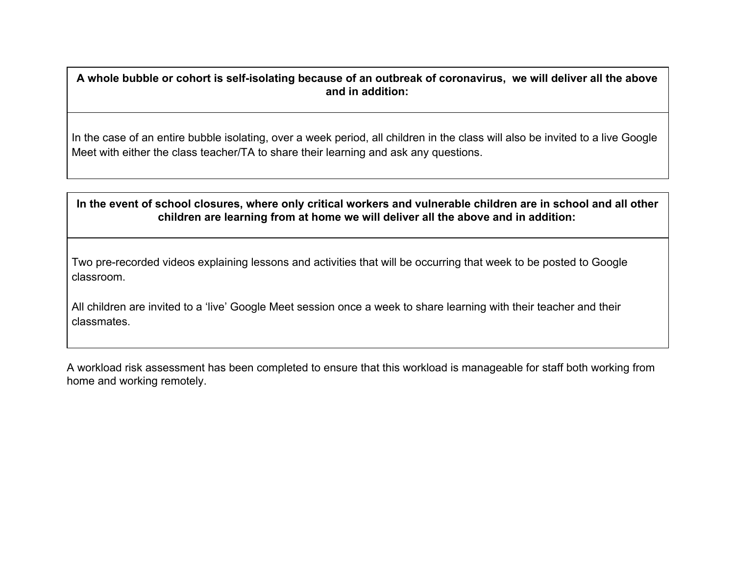| A whole bubble or cohort is self-isolating because of an outbreak of coronavirus, we will deliver all the above and in addition: |
|---|
| In the case of an entire bubble isolating, over a week period, all children in the class will also be invited to a live Google Meet with either the class teacher/TA to share their learning and ask any questions. |

| In the event of school closures, where only critical workers and vulnerable children are in school and all other children are learning from at home we will deliver all the above and in addition: |
|---|
| Two pre-recorded videos explaining lessons and activities that will be occurring that week to be posted to Google classroom.<br><br>All children are invited to a 'live' Google Meet session once a week to share learning with their teacher and their classmates. |

A workload risk assessment has been completed to ensure that this workload is manageable for staff both working from home and working remotely.